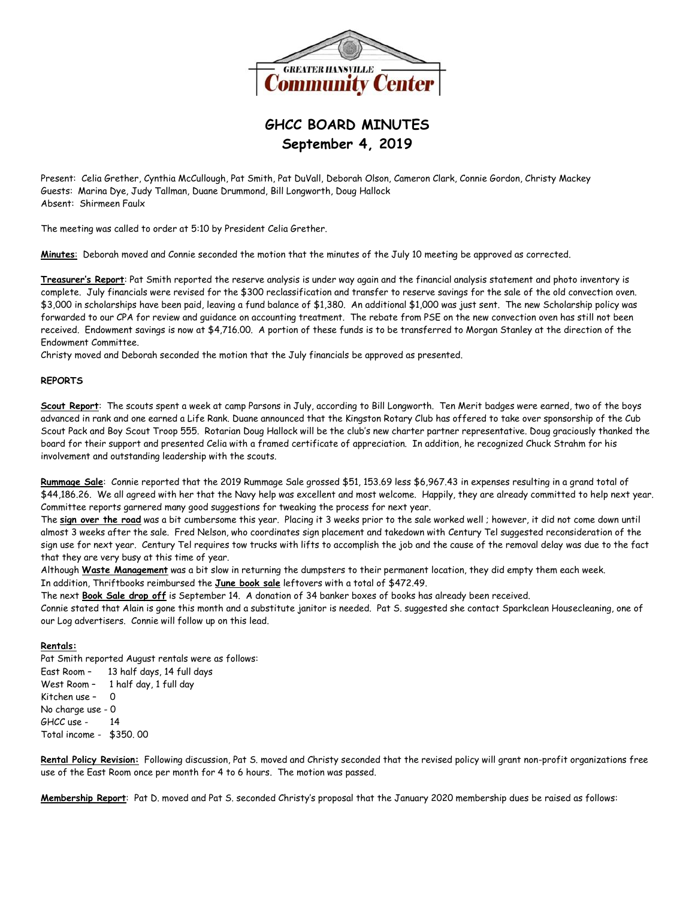# GHCC BOARD MINUTES
## September 4, 2019

Present: Celia Grether, Cynthia McCullough, Pat Smith, Pat DuVall, Deborah Olson, Cameron Clark, Connie Gordon, Christy Mackey
Guests: Marina Dye, Judy Tallman, Duane Drummond, Bill Longworth, Doug Hallock
Absent: Shirmeen Faulx

The meeting was called to order at 5:10 by President Celia Grether.

**Minutes**: Deborah moved and Connie seconded the motion that the minutes of the July 10 meeting be approved as corrected.

**Treasurer's Report**: Pat Smith reported the reserve analysis is under way again and the financial analysis statement and photo inventory is complete. July financials were revised for the $300 reclassification and transfer to reserve savings for the sale of the old convection oven. $3,000 in scholarships have been paid, leaving a fund balance of $1,380. An additional $1,000 was just sent. The new Scholarship policy was forwarded to our CPA for review and guidance on accounting treatment. The rebate from PSE on the new convection oven has still not been received. Endowment savings is now at $4,716.00. A portion of these funds is to be transferred to Morgan Stanley at the direction of the Endowment Committee.
Christy moved and Deborah seconded the motion that the July financials be approved as presented.

**REPORTS**

**Scout Report**: The scouts spent a week at camp Parsons in July, according to Bill Longworth. Ten Merit badges were earned, two of the boys advanced in rank and one earned a Life Rank. Duane announced that the Kingston Rotary Club has offered to take over sponsorship of the Cub Scout Pack and Boy Scout Troop 555. Rotarian Doug Hallock will be the club's new charter partner representative. Doug graciously thanked the board for their support and presented Celia with a framed certificate of appreciation. In addition, he recognized Chuck Strahm for his involvement and outstanding leadership with the scouts.

**Rummage Sale**: Connie reported that the 2019 Rummage Sale grossed $51, 153.69 less $6,967.43 in expenses resulting in a grand total of $44,186.26. We all agreed with her that the Navy help was excellent and most welcome. Happily, they are already committed to help next year. Committee reports garnered many good suggestions for tweaking the process for next year.
The **sign over the road** was a bit cumbersome this year. Placing it 3 weeks prior to the sale worked well ; however, it did not come down until almost 3 weeks after the sale. Fred Nelson, who coordinates sign placement and takedown with Century Tel suggested reconsideration of the sign use for next year. Century Tel requires tow trucks with lifts to accomplish the job and the cause of the removal delay was due to the fact that they are very busy at this time of year.
Although **Waste Management** was a bit slow in returning the dumpsters to their permanent location, they did empty them each week.
In addition, Thriftbooks reimbursed the **June book sale** leftovers with a total of $472.49.
The next **Book Sale drop off** is September 14. A donation of 34 banker boxes of books has already been received.
Connie stated that Alain is gone this month and a substitute janitor is needed. Pat S. suggested she contact Sparkclean Housecleaning, one of our Log advertisers. Connie will follow up on this lead.

**Rentals:**
Pat Smith reported August rentals were as follows:
East Room – 13 half days, 14 full days
West Room – 1 half day, 1 full day
Kitchen use – 0
No charge use - 0
GHCC use - 14
Total income - $350. 00

**Rental Policy Revision:** Following discussion, Pat S. moved and Christy seconded that the revised policy will grant non-profit organizations free use of the East Room once per month for 4 to 6 hours. The motion was passed.

**Membership Report**: Pat D. moved and Pat S. seconded Christy's proposal that the January 2020 membership dues be raised as follows: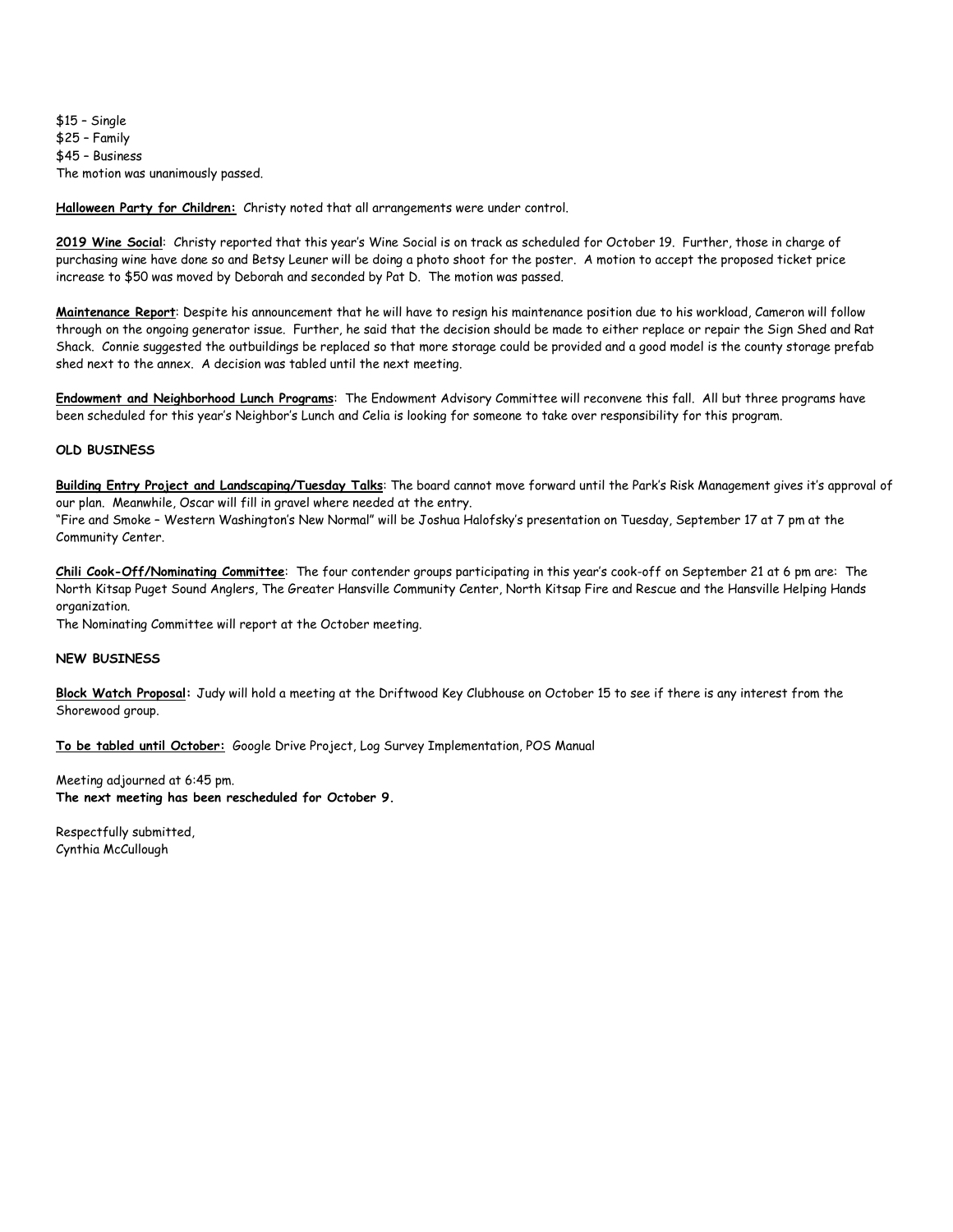$15 – Single
$25 – Family
$45 – Business
The motion was unanimously passed.

**Halloween Party for Children:** Christy noted that all arrangements were under control.

**2019 Wine Social**: Christy reported that this year's Wine Social is on track as scheduled for October 19. Further, those in charge of purchasing wine have done so and Betsy Leuner will be doing a photo shoot for the poster. A motion to accept the proposed ticket price increase to $50 was moved by Deborah and seconded by Pat D. The motion was passed.

**Maintenance Report**: Despite his announcement that he will have to resign his maintenance position due to his workload, Cameron will follow through on the ongoing generator issue. Further, he said that the decision should be made to either replace or repair the Sign Shed and Rat Shack. Connie suggested the outbuildings be replaced so that more storage could be provided and a good model is the county storage prefab shed next to the annex. A decision was tabled until the next meeting.

**Endowment and Neighborhood Lunch Programs**: The Endowment Advisory Committee will reconvene this fall. All but three programs have been scheduled for this year's Neighbor's Lunch and Celia is looking for someone to take over responsibility for this program.

**OLD BUSINESS**

**Building Entry Project and Landscaping/Tuesday Talks**: The board cannot move forward until the Park's Risk Management gives it's approval of our plan. Meanwhile, Oscar will fill in gravel where needed at the entry.
"Fire and Smoke – Western Washington's New Normal" will be Joshua Halofsky's presentation on Tuesday, September 17 at 7 pm at the Community Center.

**Chili Cook-Off/Nominating Committee**: The four contender groups participating in this year's cook-off on September 21 at 6 pm are: The North Kitsap Puget Sound Anglers, The Greater Hansville Community Center, North Kitsap Fire and Rescue and the Hansville Helping Hands organization.
The Nominating Committee will report at the October meeting.

**NEW BUSINESS**

**Block Watch Proposal:** Judy will hold a meeting at the Driftwood Key Clubhouse on October 15 to see if there is any interest from the Shorewood group.

**To be tabled until October:** Google Drive Project, Log Survey Implementation, POS Manual

Meeting adjourned at 6:45 pm.
**The next meeting has been rescheduled for October 9.**

Respectfully submitted,
Cynthia McCullough